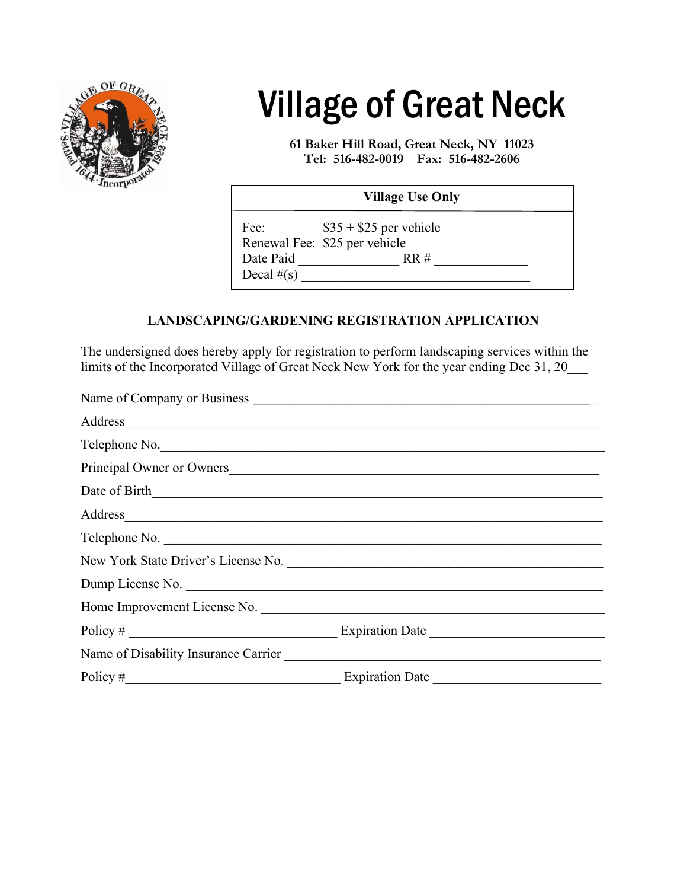# Village of Great Neck

**61 Baker Hill Road, Great Neck, NY 11023**
**Tel: 516-482-0019 Fax: 516-482-2606**

**Village Use Only**

Fee: $35 + $25 per vehicle
Renewal Fee: $25 per vehicle
Date Paid _______________ RR # ______________
Decal #(s) ___________________________________

## LANDSCAPING/GARDENING REGISTRATION APPLICATION

The undersigned does hereby apply for registration to perform landscaping services within the limits of the Incorporated Village of Great Neck New York for the year ending Dec 31, 20___

Name of Company or Business ___________________________________________________

Address ______________________________________________________________________

Telephone No.__________________________________________________________________

Principal Owner or Owners_______________________________________________________

Date of Birth___________________________________________________________________

Address_______________________________________________________________________

Telephone No. _________________________________________________________________

New York State Driver's License No. _____________________________________________

Dump License No. ______________________________________________________________

Home Improvement License No. __________________________________________________

Policy # _________________________________ Expiration Date __________________________

Name of Disability Insurance Carrier ______________________________________________

Policy #_________________________________ Expiration Date __________________________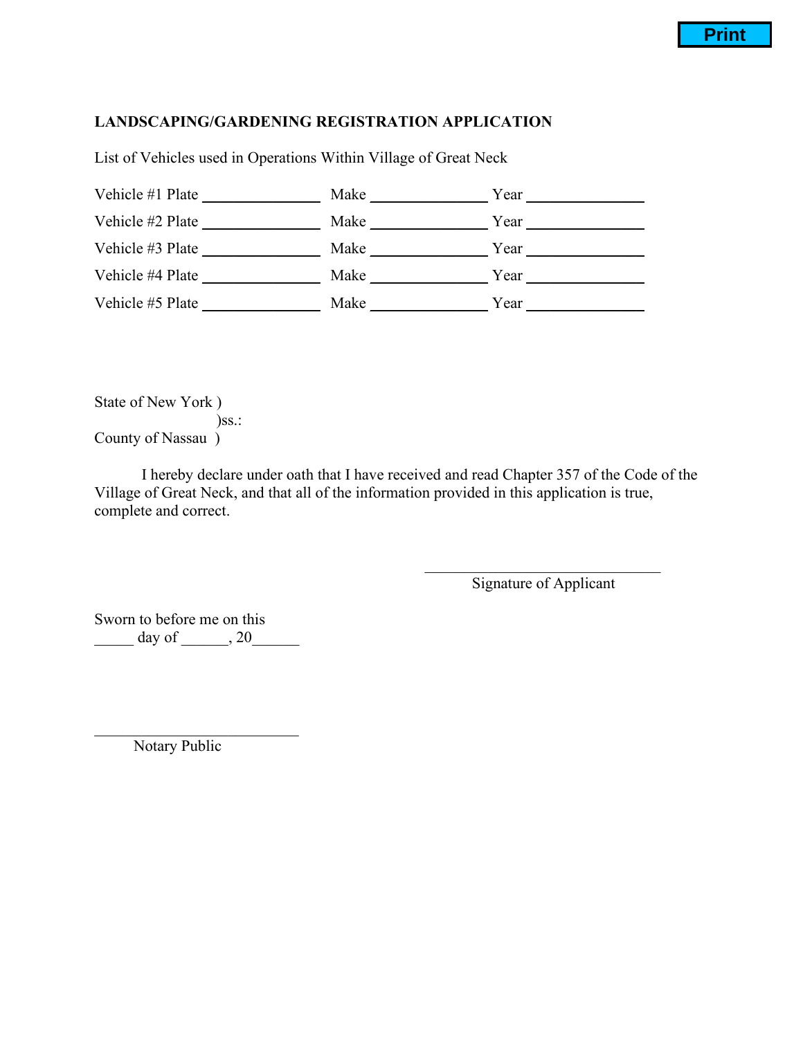**LANDSCAPING/GARDENING REGISTRATION APPLICATION**

List of Vehicles used in Operations Within Village of Great Neck

Vehicle #1 Plate _______________ Make _______________ Year _______________

Vehicle #2 Plate _______________ Make _______________ Year _______________

Vehicle #3 Plate _______________ Make _______________ Year _______________

Vehicle #4 Plate _______________ Make _______________ Year _______________

Vehicle #5 Plate _______________ Make _______________ Year _______________

State of New York )
)ss.:
County of Nassau )

I hereby declare under oath that I have received and read Chapter 357 of the Code of the Village of Great Neck, and that all of the information provided in this application is true, complete and correct.

_______________________________
Signature of Applicant

Sworn to before me on this
_____ day of ______, 20______

___________________________
Notary Public